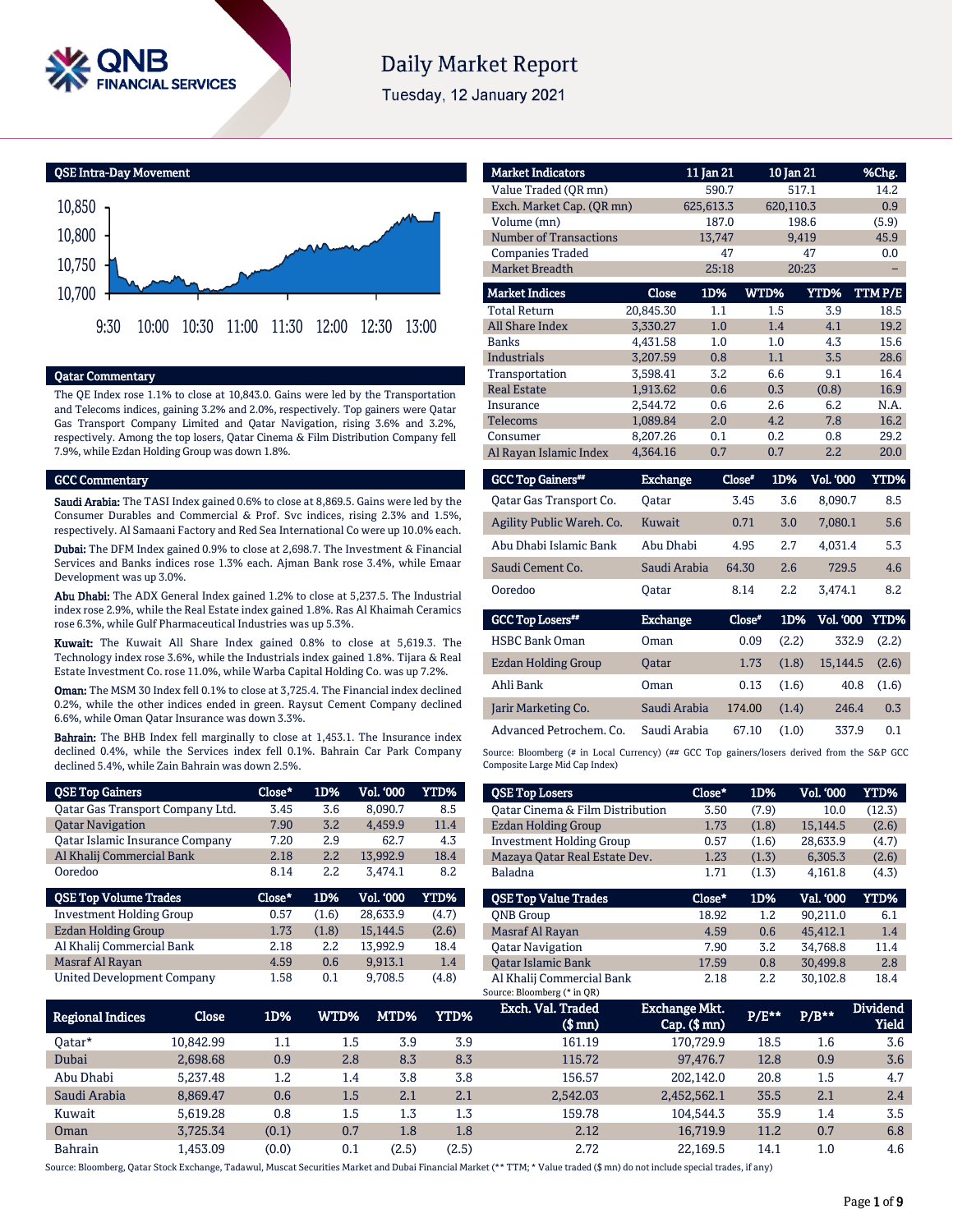# Daily Market Report

Tuesday, 12 January 2021

## QSE Intra-Day Movement

## Qatar Commentary

The QE Index rose 1.1% to close at 10,843.0. Gains were led by the Transportation and Telecoms indices, gaining 3.2% and 2.0%, respectively. Top gainers were Qatar Gas Transport Company Limited and Qatar Navigation, rising 3.6% and 3.2%, respectively. Among the top losers, Qatar Cinema & Film Distribution Company fell 7.9%, while Ezdan Holding Group was down 1.8%.

## GCC Commentary

**Saudi Arabia:** The TASI Index gained 0.6% to close at 8,869.5. Gains were led by the Consumer Durables and Commercial & Prof. Svc indices, rising 2.3% and 1.5%, respectively. Al Samaani Factory and Red Sea International Co were up 10.0% each.

**Dubai:** The DFM Index gained 0.9% to close at 2,698.7. The Investment & Financial Services and Banks indices rose 1.3% each. Ajman Bank rose 3.4%, while Emaar Development was up 3.0%.

**Abu Dhabi:** The ADX General Index gained 1.2% to close at 5,237.5. The Industrial index rose 2.9%, while the Real Estate index gained 1.8%. Ras Al Khaimah Ceramics rose 6.3%, while Gulf Pharmaceutical Industries was up 5.3%.

**Kuwait:** The Kuwait All Share Index gained 0.8% to close at 5,619.3. The Technology index rose 3.6%, while the Industrials index gained 1.8%. Tijara & Real Estate Investment Co. rose 11.0%, while Warba Capital Holding Co. was up 7.2%.

**Oman:** The MSM 30 Index fell 0.1% to close at 3,725.4. The Financial index declined 0.2%, while the other indices ended in green. Raysut Cement Company declined 6.6%, while Oman Qatar Insurance was down 3.3%.

**Bahrain:** The BHB Index fell marginally to close at 1,453.1. The Insurance index declined 0.4%, while the Services index fell 0.1%. Bahrain Car Park Company declined 5.4%, while Zain Bahrain was down 2.5%.

| Market Indicators | 11 Jan 21 | 10 Jan 21 | %Chg. |
|---|---|---|---|
| Value Traded (QR mn) | 590.7 | 517.1 | 14.2 |
| Exch. Market Cap. (QR mn) | 625,613.3 | 620,110.3 | 0.9 |
| Volume (mn) | 187.0 | 198.6 | (5.9) |
| Number of Transactions | 13,747 | 9,419 | 45.9 |
| Companies Traded | 47 | 47 | 0.0 |
| Market Breadth | 25:18 | 20:23 | – |

| Market Indices | Close | 1D% | WTD% | YTD% | TTM P/E |
|---|---|---|---|---|---|
| Total Return | 20,845.30 | 1.1 | 1.5 | 3.9 | 18.5 |
| All Share Index | 3,330.27 | 1.0 | 1.4 | 4.1 | 19.2 |
| Banks | 4,431.58 | 1.0 | 1.0 | 4.3 | 15.6 |
| Industrials | 3,207.59 | 0.8 | 1.1 | 3.5 | 28.6 |
| Transportation | 3,598.41 | 3.2 | 6.6 | 9.1 | 16.4 |
| Real Estate | 1,913.62 | 0.6 | 0.3 | (0.8) | 16.9 |
| Insurance | 2,544.72 | 0.6 | 2.6 | 6.2 | N.A. |
| Telecoms | 1,089.84 | 2.0 | 4.2 | 7.8 | 16.2 |
| Consumer | 8,207.26 | 0.1 | 0.2 | 0.8 | 29.2 |
| Al Rayan Islamic Index | 4,364.16 | 0.7 | 0.7 | 2.2 | 20.0 |

| GCC Top Gainers## | Exchange | Close# | 1D% | Vol. '000 | YTD% |
|---|---|---|---|---|---|
| Qatar Gas Transport Co. | Qatar | 3.45 | 3.6 | 8,090.7 | 8.5 |
| Agility Public Wareh. Co. | Kuwait | 0.71 | 3.0 | 7,080.1 | 5.6 |
| Abu Dhabi Islamic Bank | Abu Dhabi | 4.95 | 2.7 | 4,031.4 | 5.3 |
| Saudi Cement Co. | Saudi Arabia | 64.30 | 2.6 | 729.5 | 4.6 |
| Ooredoo | Qatar | 8.14 | 2.2 | 3,474.1 | 8.2 |

| GCC Top Losers## | Exchange | Close# | 1D% | Vol. '000 | YTD% |
|---|---|---|---|---|---|
| HSBC Bank Oman | Oman | 0.09 | (2.2) | 332.9 | (2.2) |
| Ezdan Holding Group | Qatar | 1.73 | (1.8) | 15,144.5 | (2.6) |
| Ahli Bank | Oman | 0.13 | (1.6) | 40.8 | (1.6) |
| Jarir Marketing Co. | Saudi Arabia | 174.00 | (1.4) | 246.4 | 0.3 |
| Advanced Petrochem. Co. | Saudi Arabia | 67.10 | (1.0) | 337.9 | 0.1 |

Source: Bloomberg (# in Local Currency) (## GCC Top gainers/losers derived from the S&P GCC Composite Large Mid Cap Index)

| QSE Top Gainers | Close* | 1D% | Vol. '000 | YTD% |
|---|---|---|---|---|
| Qatar Gas Transport Company Ltd. | 3.45 | 3.6 | 8,090.7 | 8.5 |
| Qatar Navigation | 7.90 | 3.2 | 4,459.9 | 11.4 |
| Qatar Islamic Insurance Company | 7.20 | 2.9 | 62.7 | 4.3 |
| Al Khalij Commercial Bank | 2.18 | 2.2 | 13,992.9 | 18.4 |
| Ooredoo | 8.14 | 2.2 | 3,474.1 | 8.2 |

| QSE Top Losers | Close* | 1D% | Vol. '000 | YTD% |
|---|---|---|---|---|
| Qatar Cinema & Film Distribution | 3.50 | (7.9) | 10.0 | (12.3) |
| Ezdan Holding Group | 1.73 | (1.8) | 15,144.5 | (2.6) |
| Investment Holding Group | 0.57 | (1.6) | 28,633.9 | (4.7) |
| Mazaya Qatar Real Estate Dev. | 1.23 | (1.3) | 6,305.3 | (2.6) |
| Baladna | 1.71 | (1.3) | 4,161.8 | (4.3) |

| QSE Top Volume Trades | Close* | 1D% | Vol. '000 | YTD% |
|---|---|---|---|---|
| Investment Holding Group | 0.57 | (1.6) | 28,633.9 | (4.7) |
| Ezdan Holding Group | 1.73 | (1.8) | 15,144.5 | (2.6) |
| Al Khalij Commercial Bank | 2.18 | 2.2 | 13,992.9 | 18.4 |
| Masraf Al Rayan | 4.59 | 0.6 | 9,913.1 | 1.4 |
| United Development Company | 1.58 | 0.1 | 9,708.5 | (4.8) |

| QSE Top Value Trades | Close* | 1D% | Val. '000 | YTD% |
|---|---|---|---|---|
| QNB Group | 18.92 | 1.2 | 90,211.0 | 6.1 |
| Masraf Al Rayan | 4.59 | 0.6 | 45,412.1 | 1.4 |
| Qatar Navigation | 7.90 | 3.2 | 34,768.8 | 11.4 |
| Qatar Islamic Bank | 17.59 | 0.8 | 30,499.8 | 2.8 |
| Al Khalij Commercial Bank | 2.18 | 2.2 | 30,102.8 | 18.4 |

Source: Bloomberg (* in QR)

| Regional Indices | Close | 1D% | WTD% | MTD% | YTD% | Exch. Val. Traded ($ mn) | Exchange Mkt. Cap. ($ mn) | P/E** | P/B** | Dividend Yield |
|---|---|---|---|---|---|---|---|---|---|---|
| Qatar* | 10,842.99 | 1.1 | 1.5 | 3.9 | 3.9 | 161.19 | 170,729.9 | 18.5 | 1.6 | 3.6 |
| Dubai | 2,698.68 | 0.9 | 2.8 | 8.3 | 8.3 | 115.72 | 97,476.7 | 12.8 | 0.9 | 3.6 |
| Abu Dhabi | 5,237.48 | 1.2 | 1.4 | 3.8 | 3.8 | 156.57 | 202,142.0 | 20.8 | 1.5 | 4.7 |
| Saudi Arabia | 8,869.47 | 0.6 | 1.5 | 2.1 | 2.1 | 2,542.03 | 2,452,562.1 | 35.5 | 2.1 | 2.4 |
| Kuwait | 5,619.28 | 0.8 | 1.5 | 1.3 | 1.3 | 159.78 | 104,544.3 | 35.9 | 1.4 | 3.5 |
| Oman | 3,725.34 | (0.1) | 0.7 | 1.8 | 1.8 | 2.12 | 16,719.9 | 11.2 | 0.7 | 6.8 |
| Bahrain | 1,453.09 | (0.0) | 0.1 | (2.5) | (2.5) | 2.72 | 22,169.5 | 14.1 | 1.0 | 4.6 |

Source: Bloomberg, Qatar Stock Exchange, Tadawul, Muscat Securities Market and Dubai Financial Market (** TTM; * Value traded ($ mn) do not include special trades, if any)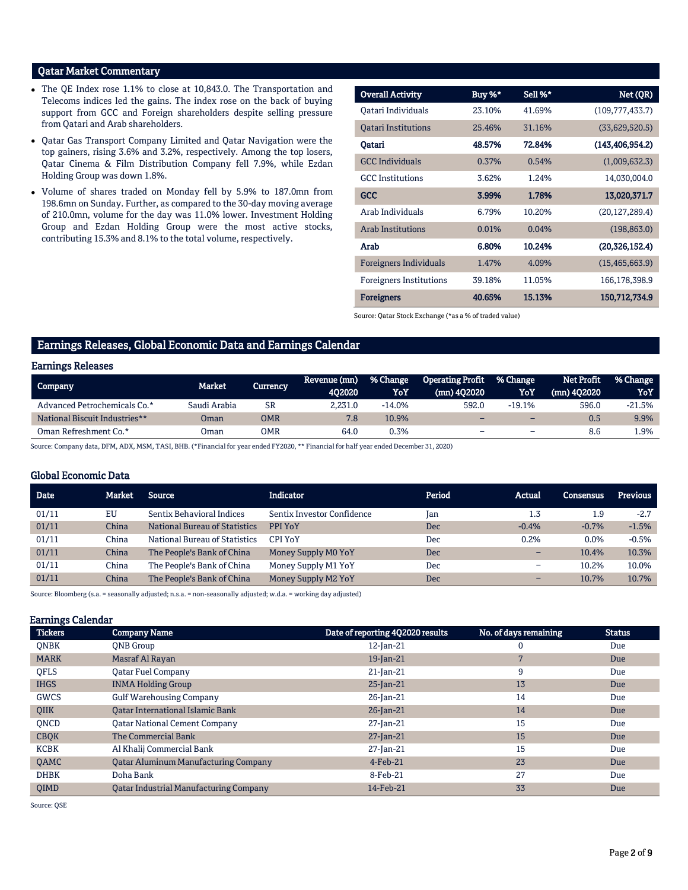## Qatar Market Commentary

- The QE Index rose 1.1% to close at 10,843.0. The Transportation and Telecoms indices led the gains. The index rose on the back of buying support from GCC and Foreign shareholders despite selling pressure from Qatari and Arab shareholders.
- Qatar Gas Transport Company Limited and Qatar Navigation were the top gainers, rising 3.6% and 3.2%, respectively. Among the top losers, Qatar Cinema & Film Distribution Company fell 7.9%, while Ezdan Holding Group was down 1.8%.
- Volume of shares traded on Monday fell by 5.9% to 187.0mn from 198.6mn on Sunday. Further, as compared to the 30-day moving average of 210.0mn, volume for the day was 11.0% lower. Investment Holding Group and Ezdan Holding Group were the most active stocks, contributing 15.3% and 8.1% to the total volume, respectively.

| Overall Activity | Buy %* | Sell %* | Net (QR) |
|---|---|---|---|
| Qatari Individuals | 23.10% | 41.69% | (109,777,433.7) |
| Qatari Institutions | 25.46% | 31.16% | (33,629,520.5) |
| **Qatari** | **48.57%** | **72.84%** | **(143,406,954.2)** |
| GCC Individuals | 0.37% | 0.54% | (1,009,632.3) |
| GCC Institutions | 3.62% | 1.24% | 14,030,004.0 |
| **GCC** | **3.99%** | **1.78%** | **13,020,371.7** |
| Arab Individuals | 6.79% | 10.20% | (20,127,289.4) |
| Arab Institutions | 0.01% | 0.04% | (198,863.0) |
| **Arab** | **6.80%** | **10.24%** | **(20,326,152.4)** |
| Foreigners Individuals | 1.47% | 4.09% | (15,465,663.9) |
| Foreigners Institutions | 39.18% | 11.05% | 166,178,398.9 |
| **Foreigners** | **40.65%** | **15.13%** | **150,712,734.9** |

Source: Qatar Stock Exchange (*as a % of traded value)

## Earnings Releases, Global Economic Data and Earnings Calendar

### Earnings Releases

| Company | Market | Currency | Revenue (mn) 4Q2020 | % Change YoY | Operating Profit (mn) 4Q2020 | % Change YoY | Net Profit (mn) 4Q2020 | % Change YoY |
|---|---|---|---|---|---|---|---|---|
| Advanced Petrochemicals Co.* | Saudi Arabia | SR | 2,231.0 | -14.0% | 592.0 | -19.1% | 596.0 | -21.5% |
| National Biscuit Industries** | Oman | OMR | 7.8 | 10.9% | – | – | 0.5 | 9.9% |
| Oman Refreshment Co.* | Oman | OMR | 64.0 | 0.3% | – | – | 8.6 | 1.9% |

Source: Company data, DFM, ADX, MSM, TASI, BHB. (*Financial for year ended FY2020, ** Financial for half year ended December 31, 2020)

### Global Economic Data

| Date | Market | Source | Indicator | Period | Actual | Consensus | Previous |
|---|---|---|---|---|---|---|---|
| 01/11 | EU | Sentix Behavioral Indices | Sentix Investor Confidence | Jan | 1.3 | 1.9 | -2.7 |
| 01/11 | China | National Bureau of Statistics | PPI YoY | Dec | -0.4% | -0.7% | -1.5% |
| 01/11 | China | National Bureau of Statistics | CPI YoY | Dec | 0.2% | 0.0% | -0.5% |
| 01/11 | China | The People's Bank of China | Money Supply M0 YoY | Dec | – | 10.4% | 10.3% |
| 01/11 | China | The People's Bank of China | Money Supply M1 YoY | Dec | – | 10.2% | 10.0% |
| 01/11 | China | The People's Bank of China | Money Supply M2 YoY | Dec | – | 10.7% | 10.7% |

Source: Bloomberg (s.a. = seasonally adjusted; n.s.a. = non-seasonally adjusted; w.d.a. = working day adjusted)

### Earnings Calendar

| Tickers | Company Name | Date of reporting 4Q2020 results | No. of days remaining | Status |
|---|---|---|---|---|
| QNBK | QNB Group | 12-Jan-21 | 0 | Due |
| MARK | Masraf Al Rayan | 19-Jan-21 | 7 | Due |
| QFLS | Qatar Fuel Company | 21-Jan-21 | 9 | Due |
| IHGS | INMA Holding Group | 25-Jan-21 | 13 | Due |
| GWCS | Gulf Warehousing Company | 26-Jan-21 | 14 | Due |
| QIIK | Qatar International Islamic Bank | 26-Jan-21 | 14 | Due |
| QNCD | Qatar National Cement Company | 27-Jan-21 | 15 | Due |
| CBQK | The Commercial Bank | 27-Jan-21 | 15 | Due |
| KCBK | Al Khalij Commercial Bank | 27-Jan-21 | 15 | Due |
| QAMC | Qatar Aluminum Manufacturing Company | 4-Feb-21 | 23 | Due |
| DHBK | Doha Bank | 8-Feb-21 | 27 | Due |
| QIMD | Qatar Industrial Manufacturing Company | 14-Feb-21 | 33 | Due |

Source: QSE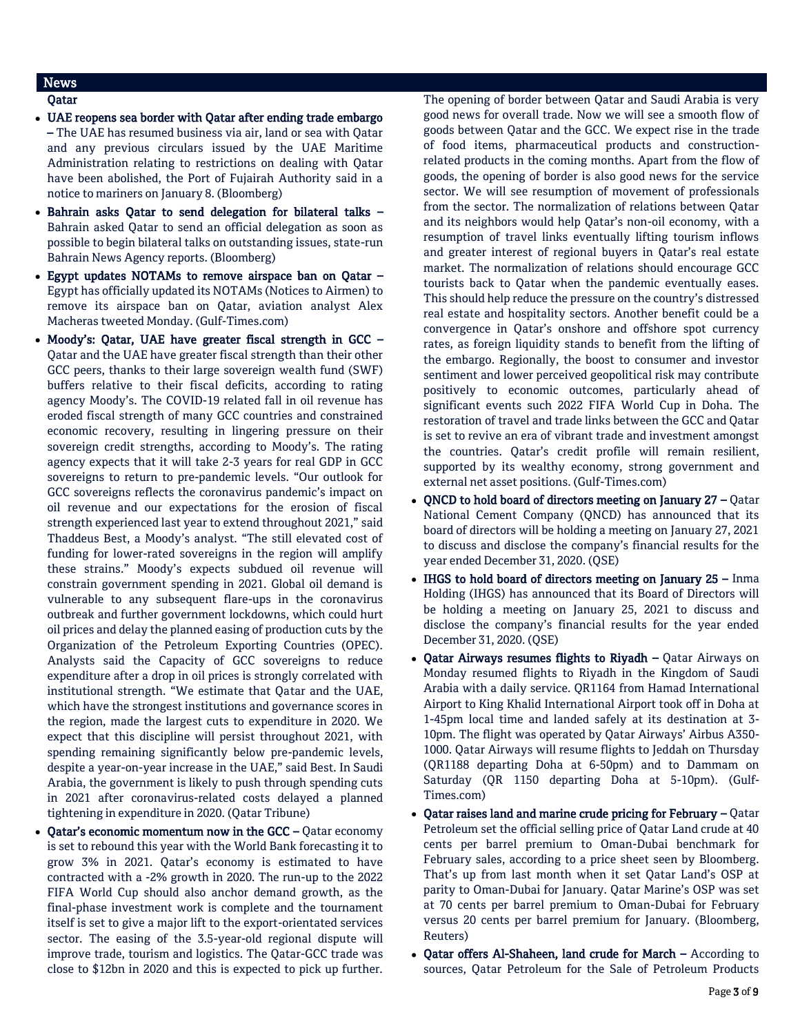## News

### Qatar

- **UAE reopens sea border with Qatar after ending trade embargo –** The UAE has resumed business via air, land or sea with Qatar and any previous circulars issued by the UAE Maritime Administration relating to restrictions on dealing with Qatar have been abolished, the Port of Fujairah Authority said in a notice to mariners on January 8. (Bloomberg)
- **Bahrain asks Qatar to send delegation for bilateral talks –** Bahrain asked Qatar to send an official delegation as soon as possible to begin bilateral talks on outstanding issues, state-run Bahrain News Agency reports. (Bloomberg)
- **Egypt updates NOTAMs to remove airspace ban on Qatar –** Egypt has officially updated its NOTAMs (Notices to Airmen) to remove its airspace ban on Qatar, aviation analyst Alex Macheras tweeted Monday. (Gulf-Times.com)
- **Moody's: Qatar, UAE have greater fiscal strength in GCC –** Qatar and the UAE have greater fiscal strength than their other GCC peers, thanks to their large sovereign wealth fund (SWF) buffers relative to their fiscal deficits, according to rating agency Moody's. The COVID-19 related fall in oil revenue has eroded fiscal strength of many GCC countries and constrained economic recovery, resulting in lingering pressure on their sovereign credit strengths, according to Moody's. The rating agency expects that it will take 2-3 years for real GDP in GCC sovereigns to return to pre-pandemic levels. "Our outlook for GCC sovereigns reflects the coronavirus pandemic's impact on oil revenue and our expectations for the erosion of fiscal strength experienced last year to extend throughout 2021," said Thaddeus Best, a Moody's analyst. "The still elevated cost of funding for lower-rated sovereigns in the region will amplify these strains." Moody's expects subdued oil revenue will constrain government spending in 2021. Global oil demand is vulnerable to any subsequent flare-ups in the coronavirus outbreak and further government lockdowns, which could hurt oil prices and delay the planned easing of production cuts by the Organization of the Petroleum Exporting Countries (OPEC). Analysts said the Capacity of GCC sovereigns to reduce expenditure after a drop in oil prices is strongly correlated with institutional strength. "We estimate that Qatar and the UAE, which have the strongest institutions and governance scores in the region, made the largest cuts to expenditure in 2020. We expect that this discipline will persist throughout 2021, with spending remaining significantly below pre-pandemic levels, despite a year-on-year increase in the UAE," said Best. In Saudi Arabia, the government is likely to push through spending cuts in 2021 after coronavirus-related costs delayed a planned tightening in expenditure in 2020. (Qatar Tribune)
- **Qatar's economic momentum now in the GCC –** Qatar economy is set to rebound this year with the World Bank forecasting it to grow 3% in 2021. Qatar's economy is estimated to have contracted with a -2% growth in 2020. The run-up to the 2022 FIFA World Cup should also anchor demand growth, as the final-phase investment work is complete and the tournament itself is set to give a major lift to the export-orientated services sector. The easing of the 3.5-year-old regional dispute will improve trade, tourism and logistics. The Qatar-GCC trade was close to $12bn in 2020 and this is expected to pick up further. The opening of border between Qatar and Saudi Arabia is very good news for overall trade. Now we will see a smooth flow of goods between Qatar and the GCC. We expect rise in the trade of food items, pharmaceutical products and construction-related products in the coming months. Apart from the flow of goods, the opening of border is also good news for the service sector. We will see resumption of movement of professionals from the sector. The normalization of relations between Qatar and its neighbors would help Qatar's non-oil economy, with a resumption of travel links eventually lifting tourism inflows and greater interest of regional buyers in Qatar's real estate market. The normalization of relations should encourage GCC tourists back to Qatar when the pandemic eventually eases. This should help reduce the pressure on the country's distressed real estate and hospitality sectors. Another benefit could be a convergence in Qatar's onshore and offshore spot currency rates, as foreign liquidity stands to benefit from the lifting of the embargo. Regionally, the boost to consumer and investor sentiment and lower perceived geopolitical risk may contribute positively to economic outcomes, particularly ahead of significant events such 2022 FIFA World Cup in Doha. The restoration of travel and trade links between the GCC and Qatar is set to revive an era of vibrant trade and investment amongst the countries. Qatar's credit profile will remain resilient, supported by its wealthy economy, strong government and external net asset positions. (Gulf-Times.com)
- **QNCD to hold board of directors meeting on January 27 –** Qatar National Cement Company (QNCD) has announced that its board of directors will be holding a meeting on January 27, 2021 to discuss and disclose the company's financial results for the year ended December 31, 2020. (QSE)
- **IHGS to hold board of directors meeting on January 25 –** Inma Holding (IHGS) has announced that its Board of Directors will be holding a meeting on January 25, 2021 to discuss and disclose the company's financial results for the year ended December 31, 2020. (QSE)
- **Qatar Airways resumes flights to Riyadh –** Qatar Airways on Monday resumed flights to Riyadh in the Kingdom of Saudi Arabia with a daily service. QR1164 from Hamad International Airport to King Khalid International Airport took off in Doha at 1-45pm local time and landed safely at its destination at 3-10pm. The flight was operated by Qatar Airways' Airbus A350-1000. Qatar Airways will resume flights to Jeddah on Thursday (QR1188 departing Doha at 6-50pm) and to Dammam on Saturday (QR 1150 departing Doha at 5-10pm). (Gulf-Times.com)
- **Qatar raises land and marine crude pricing for February –** Qatar Petroleum set the official selling price of Qatar Land crude at 40 cents per barrel premium to Oman-Dubai benchmark for February sales, according to a price sheet seen by Bloomberg. That's up from last month when it set Qatar Land's OSP at parity to Oman-Dubai for January. Qatar Marine's OSP was set at 70 cents per barrel premium to Oman-Dubai for February versus 20 cents per barrel premium for January. (Bloomberg, Reuters)
- **Qatar offers Al-Shaheen, land crude for March –** According to sources, Qatar Petroleum for the Sale of Petroleum Products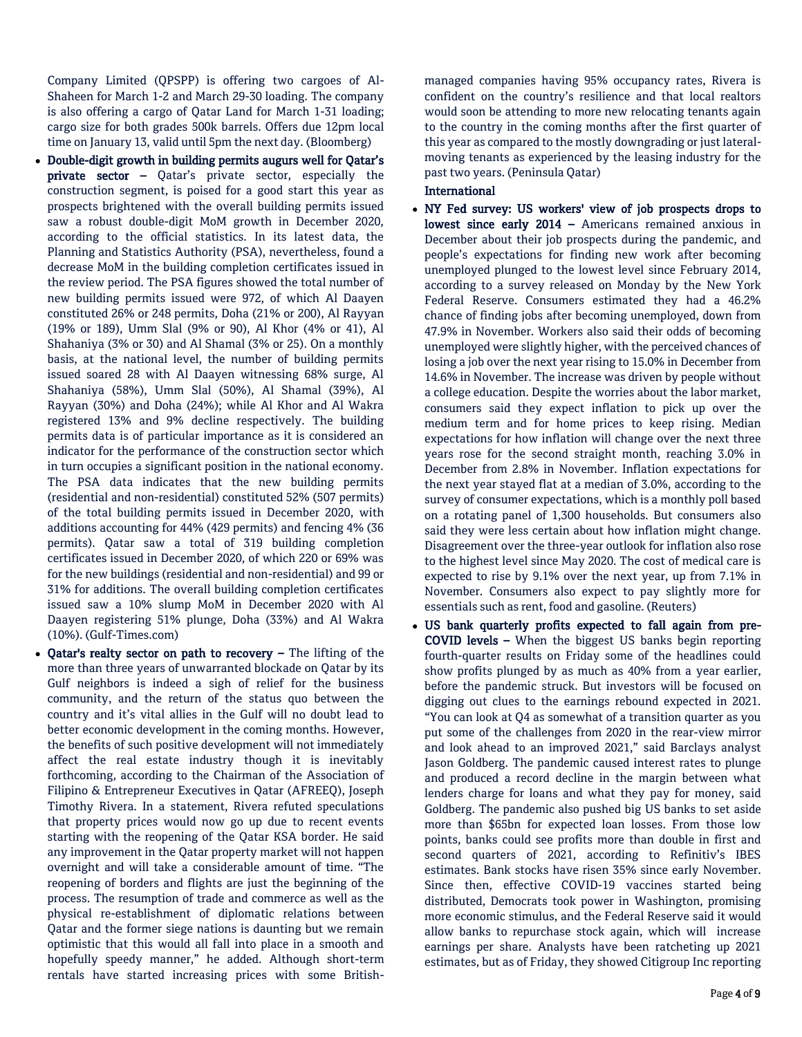Company Limited (QPSPP) is offering two cargoes of Al-Shaheen for March 1-2 and March 29-30 loading. The company is also offering a cargo of Qatar Land for March 1-31 loading; cargo size for both grades 500k barrels. Offers due 12pm local time on January 13, valid until 5pm the next day. (Bloomberg)

- **Double-digit growth in building permits augurs well for Qatar's private sector –** Qatar's private sector, especially the construction segment, is poised for a good start this year as prospects brightened with the overall building permits issued saw a robust double-digit MoM growth in December 2020, according to the official statistics. In its latest data, the Planning and Statistics Authority (PSA), nevertheless, found a decrease MoM in the building completion certificates issued in the review period. The PSA figures showed the total number of new building permits issued were 972, of which Al Daayen constituted 26% or 248 permits, Doha (21% or 200), Al Rayyan (19% or 189), Umm Slal (9% or 90), Al Khor (4% or 41), Al Shahaniya (3% or 30) and Al Shamal (3% or 25). On a monthly basis, at the national level, the number of building permits issued soared 28 with Al Daayen witnessing 68% surge, Al Shahaniya (58%), Umm Slal (50%), Al Shamal (39%), Al Rayyan (30%) and Doha (24%); while Al Khor and Al Wakra registered 13% and 9% decline respectively. The building permits data is of particular importance as it is considered an indicator for the performance of the construction sector which in turn occupies a significant position in the national economy. The PSA data indicates that the new building permits (residential and non-residential) constituted 52% (507 permits) of the total building permits issued in December 2020, with additions accounting for 44% (429 permits) and fencing 4% (36 permits). Qatar saw a total of 319 building completion certificates issued in December 2020, of which 220 or 69% was for the new buildings (residential and non-residential) and 99 or 31% for additions. The overall building completion certificates issued saw a 10% slump MoM in December 2020 with Al Daayen registering 51% plunge, Doha (33%) and Al Wakra (10%). (Gulf-Times.com)
- **Qatar's realty sector on path to recovery –** The lifting of the more than three years of unwarranted blockade on Qatar by its Gulf neighbors is indeed a sigh of relief for the business community, and the return of the status quo between the country and it's vital allies in the Gulf will no doubt lead to better economic development in the coming months. However, the benefits of such positive development will not immediately affect the real estate industry though it is inevitably forthcoming, according to the Chairman of the Association of Filipino & Entrepreneur Executives in Qatar (AFREEQ), Joseph Timothy Rivera. In a statement, Rivera refuted speculations that property prices would now go up due to recent events starting with the reopening of the Qatar KSA border. He said any improvement in the Qatar property market will not happen overnight and will take a considerable amount of time. "The reopening of borders and flights are just the beginning of the process. The resumption of trade and commerce as well as the physical re-establishment of diplomatic relations between Qatar and the former siege nations is daunting but we remain optimistic that this would all fall into place in a smooth and hopefully speedy manner," he added. Although short-term rentals have started increasing prices with some British-managed companies having 95% occupancy rates, Rivera is confident on the country's resilience and that local realtors would soon be attending to more new relocating tenants again to the country in the coming months after the first quarter of this year as compared to the mostly downgrading or just lateral-moving tenants as experienced by the leasing industry for the past two years. (Peninsula Qatar)

## International

- **NY Fed survey: US workers' view of job prospects drops to lowest since early 2014 –** Americans remained anxious in December about their job prospects during the pandemic, and people's expectations for finding new work after becoming unemployed plunged to the lowest level since February 2014, according to a survey released on Monday by the New York Federal Reserve. Consumers estimated they had a 46.2% chance of finding jobs after becoming unemployed, down from 47.9% in November. Workers also said their odds of becoming unemployed were slightly higher, with the perceived chances of losing a job over the next year rising to 15.0% in December from 14.6% in November. The increase was driven by people without a college education. Despite the worries about the labor market, consumers said they expect inflation to pick up over the medium term and for home prices to keep rising. Median expectations for how inflation will change over the next three years rose for the second straight month, reaching 3.0% in December from 2.8% in November. Inflation expectations for the next year stayed flat at a median of 3.0%, according to the survey of consumer expectations, which is a monthly poll based on a rotating panel of 1,300 households. But consumers also said they were less certain about how inflation might change. Disagreement over the three-year outlook for inflation also rose to the highest level since May 2020. The cost of medical care is expected to rise by 9.1% over the next year, up from 7.1% in November. Consumers also expect to pay slightly more for essentials such as rent, food and gasoline. (Reuters)
- **US bank quarterly profits expected to fall again from pre-COVID levels –** When the biggest US banks begin reporting fourth-quarter results on Friday some of the headlines could show profits plunged by as much as 40% from a year earlier, before the pandemic struck. But investors will be focused on digging out clues to the earnings rebound expected in 2021. "You can look at Q4 as somewhat of a transition quarter as you put some of the challenges from 2020 in the rear-view mirror and look ahead to an improved 2021," said Barclays analyst Jason Goldberg. The pandemic caused interest rates to plunge and produced a record decline in the margin between what lenders charge for loans and what they pay for money, said Goldberg. The pandemic also pushed big US banks to set aside more than $65bn for expected loan losses. From those low points, banks could see profits more than double in first and second quarters of 2021, according to Refinitiv's IBES estimates. Bank stocks have risen 35% since early November. Since then, effective COVID-19 vaccines started being distributed, Democrats took power in Washington, promising more economic stimulus, and the Federal Reserve said it would allow banks to repurchase stock again, which will increase earnings per share. Analysts have been ratcheting up 2021 estimates, but as of Friday, they showed Citigroup Inc reporting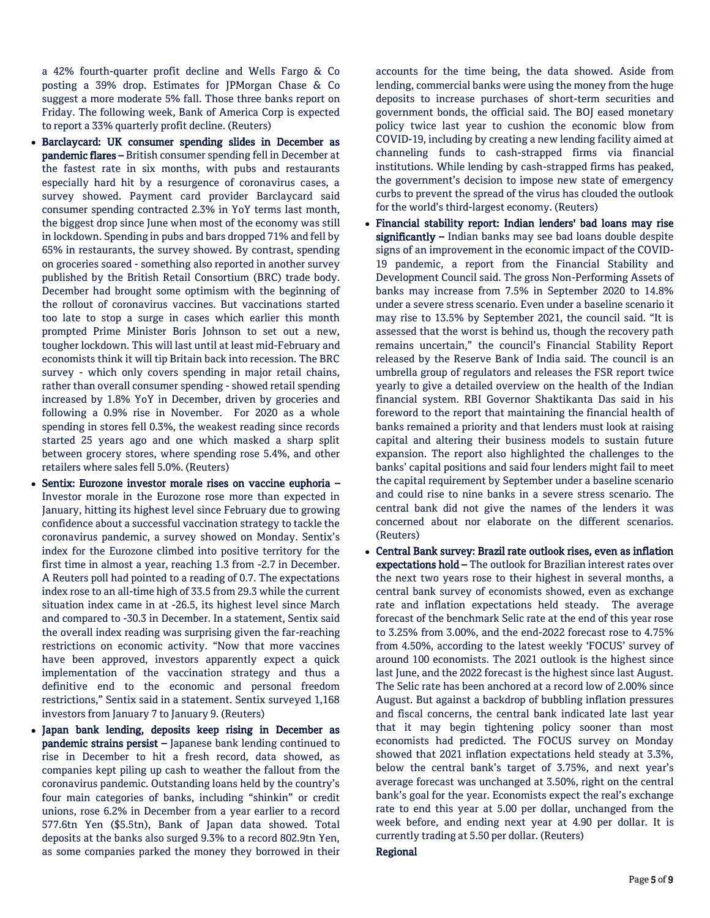a 42% fourth-quarter profit decline and Wells Fargo & Co posting a 39% drop. Estimates for JPMorgan Chase & Co suggest a more moderate 5% fall. Those three banks report on Friday. The following week, Bank of America Corp is expected to report a 33% quarterly profit decline. (Reuters)

- **Barclaycard: UK consumer spending slides in December as pandemic flares –** British consumer spending fell in December at the fastest rate in six months, with pubs and restaurants especially hard hit by a resurgence of coronavirus cases, a survey showed. Payment card provider Barclaycard said consumer spending contracted 2.3% in YoY terms last month, the biggest drop since June when most of the economy was still in lockdown. Spending in pubs and bars dropped 71% and fell by 65% in restaurants, the survey showed. By contrast, spending on groceries soared - something also reported in another survey published by the British Retail Consortium (BRC) trade body. December had brought some optimism with the beginning of the rollout of coronavirus vaccines. But vaccinations started too late to stop a surge in cases which earlier this month prompted Prime Minister Boris Johnson to set out a new, tougher lockdown. This will last until at least mid-February and economists think it will tip Britain back into recession. The BRC survey - which only covers spending in major retail chains, rather than overall consumer spending - showed retail spending increased by 1.8% YoY in December, driven by groceries and following a 0.9% rise in November. For 2020 as a whole spending in stores fell 0.3%, the weakest reading since records started 25 years ago and one which masked a sharp split between grocery stores, where spending rose 5.4%, and other retailers where sales fell 5.0%. (Reuters)
- **Sentix: Eurozone investor morale rises on vaccine euphoria –** Investor morale in the Eurozone rose more than expected in January, hitting its highest level since February due to growing confidence about a successful vaccination strategy to tackle the coronavirus pandemic, a survey showed on Monday. Sentix's index for the Eurozone climbed into positive territory for the first time in almost a year, reaching 1.3 from -2.7 in December. A Reuters poll had pointed to a reading of 0.7. The expectations index rose to an all-time high of 33.5 from 29.3 while the current situation index came in at -26.5, its highest level since March and compared to -30.3 in December. In a statement, Sentix said the overall index reading was surprising given the far-reaching restrictions on economic activity. "Now that more vaccines have been approved, investors apparently expect a quick implementation of the vaccination strategy and thus a definitive end to the economic and personal freedom restrictions," Sentix said in a statement. Sentix surveyed 1,168 investors from January 7 to January 9. (Reuters)
- **Japan bank lending, deposits keep rising in December as pandemic strains persist –** Japanese bank lending continued to rise in December to hit a fresh record, data showed, as companies kept piling up cash to weather the fallout from the coronavirus pandemic. Outstanding loans held by the country's four main categories of banks, including "shinkin" or credit unions, rose 6.2% in December from a year earlier to a record 577.6tn Yen ($5.5tn), Bank of Japan data showed. Total deposits at the banks also surged 9.3% to a record 802.9tn Yen, as some companies parked the money they borrowed in their accounts for the time being, the data showed. Aside from lending, commercial banks were using the money from the huge deposits to increase purchases of short-term securities and government bonds, the official said. The BOJ eased monetary policy twice last year to cushion the economic blow from COVID-19, including by creating a new lending facility aimed at channeling funds to cash-strapped firms via financial institutions. While lending by cash-strapped firms has peaked, the government's decision to impose new state of emergency curbs to prevent the spread of the virus has clouded the outlook for the world's third-largest economy. (Reuters)
- **Financial stability report: Indian lenders' bad loans may rise significantly –** Indian banks may see bad loans double despite signs of an improvement in the economic impact of the COVID-19 pandemic, a report from the Financial Stability and Development Council said. The gross Non-Performing Assets of banks may increase from 7.5% in September 2020 to 14.8% under a severe stress scenario. Even under a baseline scenario it may rise to 13.5% by September 2021, the council said. "It is assessed that the worst is behind us, though the recovery path remains uncertain," the council's Financial Stability Report released by the Reserve Bank of India said. The council is an umbrella group of regulators and releases the FSR report twice yearly to give a detailed overview on the health of the Indian financial system. RBI Governor Shaktikanta Das said in his foreword to the report that maintaining the financial health of banks remained a priority and that lenders must look at raising capital and altering their business models to sustain future expansion. The report also highlighted the challenges to the banks' capital positions and said four lenders might fail to meet the capital requirement by September under a baseline scenario and could rise to nine banks in a severe stress scenario. The central bank did not give the names of the lenders it was concerned about nor elaborate on the different scenarios. (Reuters)
- **Central Bank survey: Brazil rate outlook rises, even as inflation expectations hold –** The outlook for Brazilian interest rates over the next two years rose to their highest in several months, a central bank survey of economists showed, even as exchange rate and inflation expectations held steady. The average forecast of the benchmark Selic rate at the end of this year rose to 3.25% from 3.00%, and the end-2022 forecast rose to 4.75% from 4.50%, according to the latest weekly 'FOCUS' survey of around 100 economists. The 2021 outlook is the highest since last June, and the 2022 forecast is the highest since last August. The Selic rate has been anchored at a record low of 2.00% since August. But against a backdrop of bubbling inflation pressures and fiscal concerns, the central bank indicated late last year that it may begin tightening policy sooner than most economists had predicted. The FOCUS survey on Monday showed that 2021 inflation expectations held steady at 3.3%, below the central bank's target of 3.75%, and next year's average forecast was unchanged at 3.50%, right on the central bank's goal for the year. Economists expect the real's exchange rate to end this year at 5.00 per dollar, unchanged from the week before, and ending next year at 4.90 per dollar. It is currently trading at 5.50 per dollar. (Reuters)

**Regional**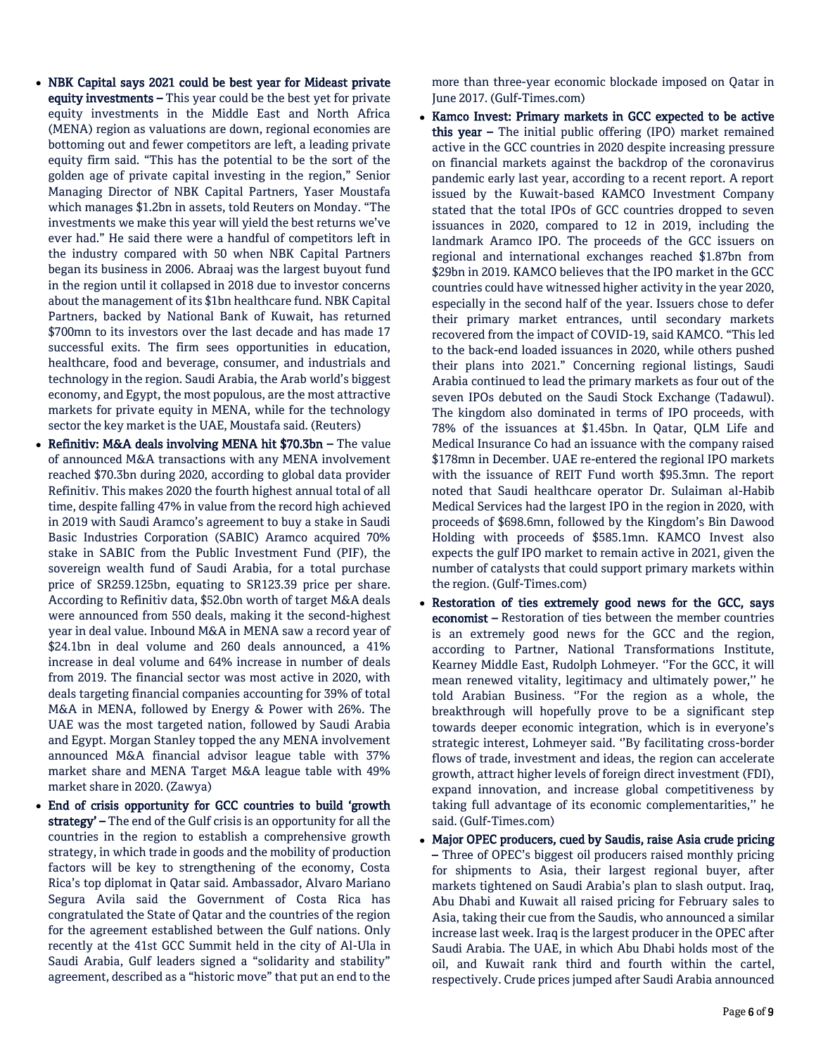- **NBK Capital says 2021 could be best year for Mideast private equity investments –** This year could be the best yet for private equity investments in the Middle East and North Africa (MENA) region as valuations are down, regional economies are bottoming out and fewer competitors are left, a leading private equity firm said. "This has the potential to be the sort of the golden age of private capital investing in the region," Senior Managing Director of NBK Capital Partners, Yaser Moustafa which manages $1.2bn in assets, told Reuters on Monday. "The investments we make this year will yield the best returns we've ever had." He said there were a handful of competitors left in the industry compared with 50 when NBK Capital Partners began its business in 2006. Abraaj was the largest buyout fund in the region until it collapsed in 2018 due to investor concerns about the management of its $1bn healthcare fund. NBK Capital Partners, backed by National Bank of Kuwait, has returned $700mn to its investors over the last decade and has made 17 successful exits. The firm sees opportunities in education, healthcare, food and beverage, consumer, and industrials and technology in the region. Saudi Arabia, the Arab world's biggest economy, and Egypt, the most populous, are the most attractive markets for private equity in MENA, while for the technology sector the key market is the UAE, Moustafa said. (Reuters)
- **Refinitiv: M&A deals involving MENA hit $70.3bn –** The value of announced M&A transactions with any MENA involvement reached $70.3bn during 2020, according to global data provider Refinitiv. This makes 2020 the fourth highest annual total of all time, despite falling 47% in value from the record high achieved in 2019 with Saudi Aramco's agreement to buy a stake in Saudi Basic Industries Corporation (SABIC) Aramco acquired 70% stake in SABIC from the Public Investment Fund (PIF), the sovereign wealth fund of Saudi Arabia, for a total purchase price of SR259.125bn, equating to SR123.39 price per share. According to Refinitiv data, $52.0bn worth of target M&A deals were announced from 550 deals, making it the second-highest year in deal value. Inbound M&A in MENA saw a record year of $24.1bn in deal volume and 260 deals announced, a 41% increase in deal volume and 64% increase in number of deals from 2019. The financial sector was most active in 2020, with deals targeting financial companies accounting for 39% of total M&A in MENA, followed by Energy & Power with 26%. The UAE was the most targeted nation, followed by Saudi Arabia and Egypt. Morgan Stanley topped the any MENA involvement announced M&A financial advisor league table with 37% market share and MENA Target M&A league table with 49% market share in 2020. (Zawya)
- **End of crisis opportunity for GCC countries to build 'growth strategy' –** The end of the Gulf crisis is an opportunity for all the countries in the region to establish a comprehensive growth strategy, in which trade in goods and the mobility of production factors will be key to strengthening of the economy, Costa Rica's top diplomat in Qatar said. Ambassador, Alvaro Mariano Segura Avila said the Government of Costa Rica has congratulated the State of Qatar and the countries of the region for the agreement established between the Gulf nations. Only recently at the 41st GCC Summit held in the city of Al-Ula in Saudi Arabia, Gulf leaders signed a "solidarity and stability" agreement, described as a "historic move" that put an end to the more than three-year economic blockade imposed on Qatar in June 2017. (Gulf-Times.com)
- **Kamco Invest: Primary markets in GCC expected to be active this year –** The initial public offering (IPO) market remained active in the GCC countries in 2020 despite increasing pressure on financial markets against the backdrop of the coronavirus pandemic early last year, according to a recent report. A report issued by the Kuwait-based KAMCO Investment Company stated that the total IPOs of GCC countries dropped to seven issuances in 2020, compared to 12 in 2019, including the landmark Aramco IPO. The proceeds of the GCC issuers on regional and international exchanges reached $1.87bn from $29bn in 2019. KAMCO believes that the IPO market in the GCC countries could have witnessed higher activity in the year 2020, especially in the second half of the year. Issuers chose to defer their primary market entrances, until secondary markets recovered from the impact of COVID-19, said KAMCO. "This led to the back-end loaded issuances in 2020, while others pushed their plans into 2021." Concerning regional listings, Saudi Arabia continued to lead the primary markets as four out of the seven IPOs debuted on the Saudi Stock Exchange (Tadawul). The kingdom also dominated in terms of IPO proceeds, with 78% of the issuances at $1.45bn. In Qatar, QLM Life and Medical Insurance Co had an issuance with the company raised $178mn in December. UAE re-entered the regional IPO markets with the issuance of REIT Fund worth $95.3mn. The report noted that Saudi healthcare operator Dr. Sulaiman al-Habib Medical Services had the largest IPO in the region in 2020, with proceeds of $698.6mn, followed by the Kingdom's Bin Dawood Holding with proceeds of $585.1mn. KAMCO Invest also expects the gulf IPO market to remain active in 2021, given the number of catalysts that could support primary markets within the region. (Gulf-Times.com)
- **Restoration of ties extremely good news for the GCC, says economist –** Restoration of ties between the member countries is an extremely good news for the GCC and the region, according to Partner, National Transformations Institute, Kearney Middle East, Rudolph Lohmeyer. ''For the GCC, it will mean renewed vitality, legitimacy and ultimately power,'' he told Arabian Business. ''For the region as a whole, the breakthrough will hopefully prove to be a significant step towards deeper economic integration, which is in everyone's strategic interest, Lohmeyer said. ''By facilitating cross-border flows of trade, investment and ideas, the region can accelerate growth, attract higher levels of foreign direct investment (FDI), expand innovation, and increase global competitiveness by taking full advantage of its economic complementarities,'' he said. (Gulf-Times.com)
- **Major OPEC producers, cued by Saudis, raise Asia crude pricing –** Three of OPEC's biggest oil producers raised monthly pricing for shipments to Asia, their largest regional buyer, after markets tightened on Saudi Arabia's plan to slash output. Iraq, Abu Dhabi and Kuwait all raised pricing for February sales to Asia, taking their cue from the Saudis, who announced a similar increase last week. Iraq is the largest producer in the OPEC after Saudi Arabia. The UAE, in which Abu Dhabi holds most of the oil, and Kuwait rank third and fourth within the cartel, respectively. Crude prices jumped after Saudi Arabia announced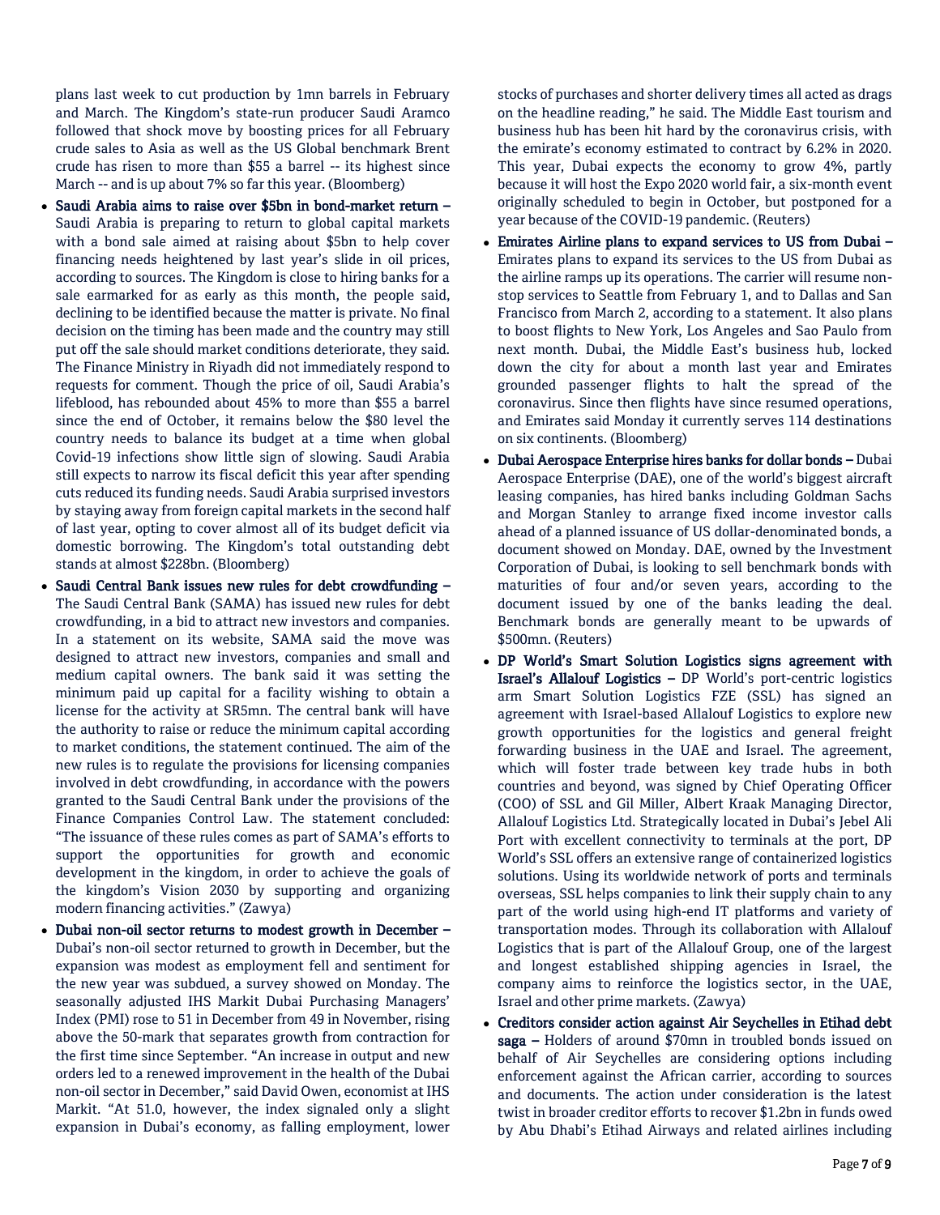plans last week to cut production by 1mn barrels in February and March. The Kingdom's state-run producer Saudi Aramco followed that shock move by boosting prices for all February crude sales to Asia as well as the US Global benchmark Brent crude has risen to more than $55 a barrel -- its highest since March -- and is up about 7% so far this year. (Bloomberg)

- **Saudi Arabia aims to raise over $5bn in bond-market return –** Saudi Arabia is preparing to return to global capital markets with a bond sale aimed at raising about $5bn to help cover financing needs heightened by last year's slide in oil prices, according to sources. The Kingdom is close to hiring banks for a sale earmarked for as early as this month, the people said, declining to be identified because the matter is private. No final decision on the timing has been made and the country may still put off the sale should market conditions deteriorate, they said. The Finance Ministry in Riyadh did not immediately respond to requests for comment. Though the price of oil, Saudi Arabia's lifeblood, has rebounded about 45% to more than $55 a barrel since the end of October, it remains below the $80 level the country needs to balance its budget at a time when global Covid-19 infections show little sign of slowing. Saudi Arabia still expects to narrow its fiscal deficit this year after spending cuts reduced its funding needs. Saudi Arabia surprised investors by staying away from foreign capital markets in the second half of last year, opting to cover almost all of its budget deficit via domestic borrowing. The Kingdom's total outstanding debt stands at almost $228bn. (Bloomberg)
- **Saudi Central Bank issues new rules for debt crowdfunding –** The Saudi Central Bank (SAMA) has issued new rules for debt crowdfunding, in a bid to attract new investors and companies. In a statement on its website, SAMA said the move was designed to attract new investors, companies and small and medium capital owners. The bank said it was setting the minimum paid up capital for a facility wishing to obtain a license for the activity at SR5mn. The central bank will have the authority to raise or reduce the minimum capital according to market conditions, the statement continued. The aim of the new rules is to regulate the provisions for licensing companies involved in debt crowdfunding, in accordance with the powers granted to the Saudi Central Bank under the provisions of the Finance Companies Control Law. The statement concluded: "The issuance of these rules comes as part of SAMA's efforts to support the opportunities for growth and economic development in the kingdom, in order to achieve the goals of the kingdom's Vision 2030 by supporting and organizing modern financing activities." (Zawya)
- **Dubai non-oil sector returns to modest growth in December –** Dubai's non-oil sector returned to growth in December, but the expansion was modest as employment fell and sentiment for the new year was subdued, a survey showed on Monday. The seasonally adjusted IHS Markit Dubai Purchasing Managers' Index (PMI) rose to 51 in December from 49 in November, rising above the 50-mark that separates growth from contraction for the first time since September. "An increase in output and new orders led to a renewed improvement in the health of the Dubai non-oil sector in December," said David Owen, economist at IHS Markit. "At 51.0, however, the index signaled only a slight expansion in Dubai's economy, as falling employment, lower stocks of purchases and shorter delivery times all acted as drags on the headline reading," he said. The Middle East tourism and business hub has been hit hard by the coronavirus crisis, with the emirate's economy estimated to contract by 6.2% in 2020. This year, Dubai expects the economy to grow 4%, partly because it will host the Expo 2020 world fair, a six-month event originally scheduled to begin in October, but postponed for a year because of the COVID-19 pandemic. (Reuters)
- **Emirates Airline plans to expand services to US from Dubai –** Emirates plans to expand its services to the US from Dubai as the airline ramps up its operations. The carrier will resume non-stop services to Seattle from February 1, and to Dallas and San Francisco from March 2, according to a statement. It also plans to boost flights to New York, Los Angeles and Sao Paulo from next month. Dubai, the Middle East's business hub, locked down the city for about a month last year and Emirates grounded passenger flights to halt the spread of the coronavirus. Since then flights have since resumed operations, and Emirates said Monday it currently serves 114 destinations on six continents. (Bloomberg)
- **Dubai Aerospace Enterprise hires banks for dollar bonds –** Dubai Aerospace Enterprise (DAE), one of the world's biggest aircraft leasing companies, has hired banks including Goldman Sachs and Morgan Stanley to arrange fixed income investor calls ahead of a planned issuance of US dollar-denominated bonds, a document showed on Monday. DAE, owned by the Investment Corporation of Dubai, is looking to sell benchmark bonds with maturities of four and/or seven years, according to the document issued by one of the banks leading the deal. Benchmark bonds are generally meant to be upwards of $500mn. (Reuters)
- **DP World's Smart Solution Logistics signs agreement with Israel's Allalouf Logistics –** DP World's port-centric logistics arm Smart Solution Logistics FZE (SSL) has signed an agreement with Israel-based Allalouf Logistics to explore new growth opportunities for the logistics and general freight forwarding business in the UAE and Israel. The agreement, which will foster trade between key trade hubs in both countries and beyond, was signed by Chief Operating Officer (COO) of SSL and Gil Miller, Albert Kraak Managing Director, Allalouf Logistics Ltd. Strategically located in Dubai's Jebel Ali Port with excellent connectivity to terminals at the port, DP World's SSL offers an extensive range of containerized logistics solutions. Using its worldwide network of ports and terminals overseas, SSL helps companies to link their supply chain to any part of the world using high-end IT platforms and variety of transportation modes. Through its collaboration with Allalouf Logistics that is part of the Allalouf Group, one of the largest and longest established shipping agencies in Israel, the company aims to reinforce the logistics sector, in the UAE, Israel and other prime markets. (Zawya)
- **Creditors consider action against Air Seychelles in Etihad debt saga –** Holders of around $70mn in troubled bonds issued on behalf of Air Seychelles are considering options including enforcement against the African carrier, according to sources and documents. The action under consideration is the latest twist in broader creditor efforts to recover $1.2bn in funds owed by Abu Dhabi's Etihad Airways and related airlines including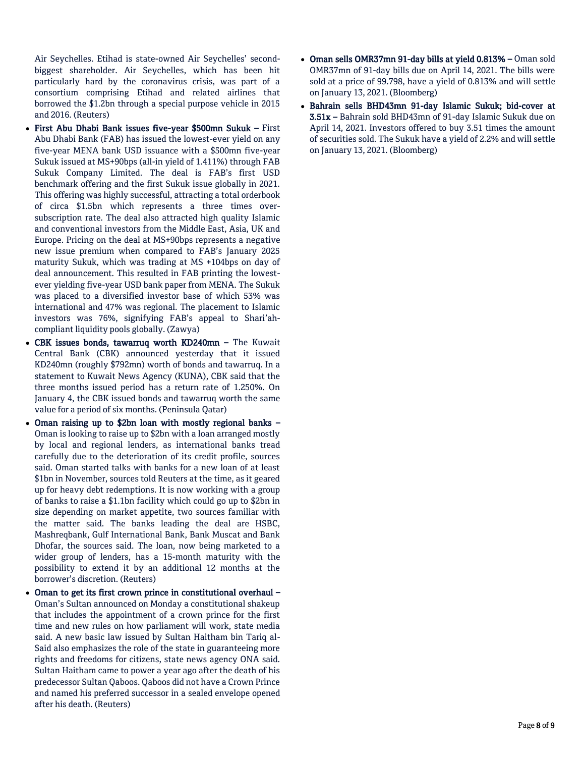Air Seychelles. Etihad is state-owned Air Seychelles' second-biggest shareholder. Air Seychelles, which has been hit particularly hard by the coronavirus crisis, was part of a consortium comprising Etihad and related airlines that borrowed the $1.2bn through a special purpose vehicle in 2015 and 2016. (Reuters)

- **First Abu Dhabi Bank issues five-year $500mn Sukuk –** First Abu Dhabi Bank (FAB) has issued the lowest-ever yield on any five-year MENA bank USD issuance with a $500mn five-year Sukuk issued at MS+90bps (all-in yield of 1.411%) through FAB Sukuk Company Limited. The deal is FAB's first USD benchmark offering and the first Sukuk issue globally in 2021. This offering was highly successful, attracting a total orderbook of circa $1.5bn which represents a three times over-subscription rate. The deal also attracted high quality Islamic and conventional investors from the Middle East, Asia, UK and Europe. Pricing on the deal at MS+90bps represents a negative new issue premium when compared to FAB's January 2025 maturity Sukuk, which was trading at MS +104bps on day of deal announcement. This resulted in FAB printing the lowest-ever yielding five-year USD bank paper from MENA. The Sukuk was placed to a diversified investor base of which 53% was international and 47% was regional. The placement to Islamic investors was 76%, signifying FAB's appeal to Shari'ah-compliant liquidity pools globally. (Zawya)
- **CBK issues bonds, tawarruq worth KD240mn –** The Kuwait Central Bank (CBK) announced yesterday that it issued KD240mn (roughly $792mn) worth of bonds and tawarruq. In a statement to Kuwait News Agency (KUNA), CBK said that the three months issued period has a return rate of 1.250%. On January 4, the CBK issued bonds and tawarruq worth the same value for a period of six months. (Peninsula Qatar)
- **Oman raising up to $2bn loan with mostly regional banks –** Oman is looking to raise up to $2bn with a loan arranged mostly by local and regional lenders, as international banks tread carefully due to the deterioration of its credit profile, sources said. Oman started talks with banks for a new loan of at least $1bn in November, sources told Reuters at the time, as it geared up for heavy debt redemptions. It is now working with a group of banks to raise a $1.1bn facility which could go up to $2bn in size depending on market appetite, two sources familiar with the matter said. The banks leading the deal are HSBC, Mashreqbank, Gulf International Bank, Bank Muscat and Bank Dhofar, the sources said. The loan, now being marketed to a wider group of lenders, has a 15-month maturity with the possibility to extend it by an additional 12 months at the borrower's discretion. (Reuters)
- **Oman to get its first crown prince in constitutional overhaul –** Oman's Sultan announced on Monday a constitutional shakeup that includes the appointment of a crown prince for the first time and new rules on how parliament will work, state media said. A new basic law issued by Sultan Haitham bin Tariq al-Said also emphasizes the role of the state in guaranteeing more rights and freedoms for citizens, state news agency ONA said. Sultan Haitham came to power a year ago after the death of his predecessor Sultan Qaboos. Qaboos did not have a Crown Prince and named his preferred successor in a sealed envelope opened after his death. (Reuters)
- **Oman sells OMR37mn 91-day bills at yield 0.813% –** Oman sold OMR37mn of 91-day bills due on April 14, 2021. The bills were sold at a price of 99.798, have a yield of 0.813% and will settle on January 13, 2021. (Bloomberg)
- **Bahrain sells BHD43mn 91-day Islamic Sukuk; bid-cover at 3.51x –** Bahrain sold BHD43mn of 91-day Islamic Sukuk due on April 14, 2021. Investors offered to buy 3.51 times the amount of securities sold. The Sukuk have a yield of 2.2% and will settle on January 13, 2021. (Bloomberg)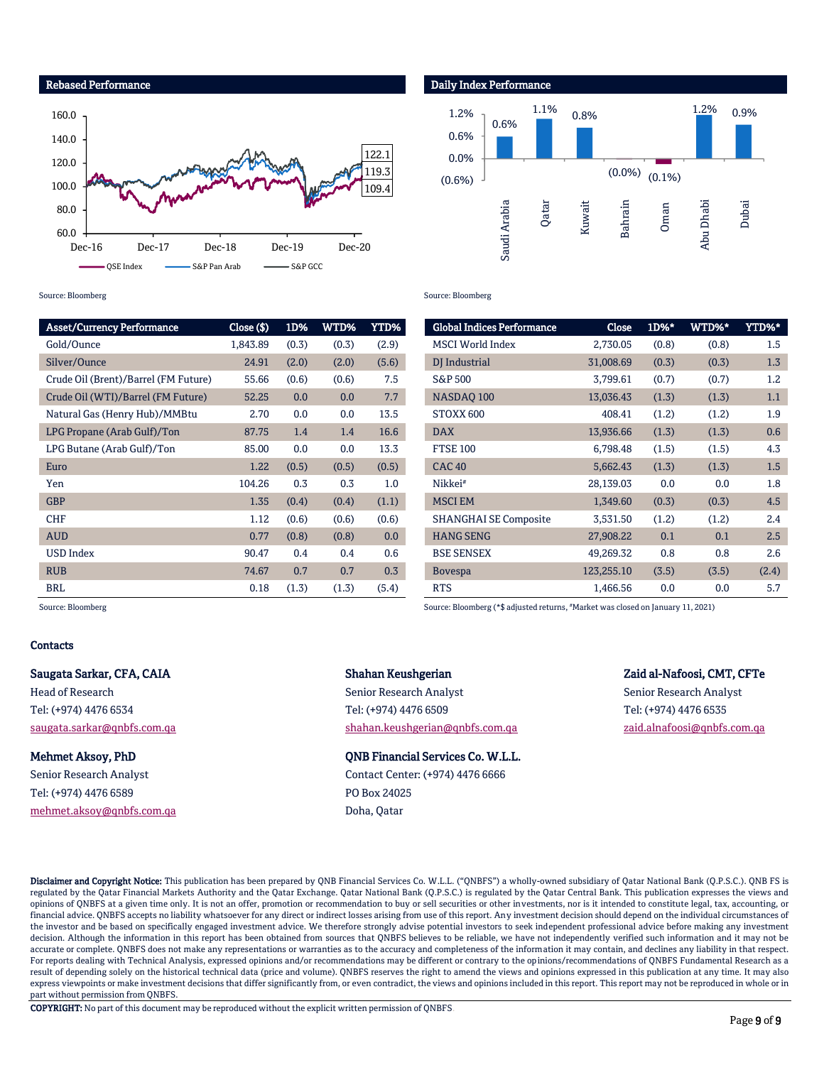## Rebased Performance

160.0
140.0
120.0
100.0
80.0
60.0

Dec-16
Dec-17
Dec-18
Dec-19
Dec-20

122.1
119.3
109.4

QSE Index
S&P Pan Arab
S&P GCC

Source: Bloomberg

## Daily Index Performance

1.2%
0.6%
0.0%
(0.6%)

0.6%
1.1%
0.8%
(0.0%)
(0.1%)
1.2%
0.9%

Saudi Arabia
Qatar
Kuwait
Bahrain
Oman
Abu Dhabi
Dubai

Source: Bloomberg

| Asset/Currency Performance | Close ($) | 1D% | WTD% | YTD% |
|---|---|---|---|---|
| Gold/Ounce | 1,843.89 | (0.3) | (0.3) | (2.9) |
| Silver/Ounce | 24.91 | (2.0) | (2.0) | (5.6) |
| Crude Oil (Brent)/Barrel (FM Future) | 55.66 | (0.6) | (0.6) | 7.5 |
| Crude Oil (WTI)/Barrel (FM Future) | 52.25 | 0.0 | 0.0 | 7.7 |
| Natural Gas (Henry Hub)/MMBtu | 2.70 | 0.0 | 0.0 | 13.5 |
| LPG Propane (Arab Gulf)/Ton | 87.75 | 1.4 | 1.4 | 16.6 |
| LPG Butane (Arab Gulf)/Ton | 85.00 | 0.0 | 0.0 | 13.3 |
| Euro | 1.22 | (0.5) | (0.5) | (0.5) |
| Yen | 104.26 | 0.3 | 0.3 | 1.0 |
| GBP | 1.35 | (0.4) | (0.4) | (1.1) |
| CHF | 1.12 | (0.6) | (0.6) | (0.6) |
| AUD | 0.77 | (0.8) | (0.8) | 0.0 |
| USD Index | 90.47 | 0.4 | 0.4 | 0.6 |
| RUB | 74.67 | 0.7 | 0.7 | 0.3 |
| BRL | 0.18 | (1.3) | (1.3) | (5.4) |

Source: Bloomberg

| Global Indices Performance | Close | 1D%* | WTD%* | YTD%* |
|---|---|---|---|---|
| MSCI World Index | 2,730.05 | (0.8) | (0.8) | 1.5 |
| DJ Industrial | 31,008.69 | (0.3) | (0.3) | 1.3 |
| S&P 500 | 3,799.61 | (0.7) | (0.7) | 1.2 |
| NASDAQ 100 | 13,036.43 | (1.3) | (1.3) | 1.1 |
| STOXX 600 | 408.41 | (1.2) | (1.2) | 1.9 |
| DAX | 13,936.66 | (1.3) | (1.3) | 0.6 |
| FTSE 100 | 6,798.48 | (1.5) | (1.5) | 4.3 |
| CAC 40 | 5,662.43 | (1.3) | (1.3) | 1.5 |
| Nikkei# | 28,139.03 | 0.0 | 0.0 | 1.8 |
| MSCI EM | 1,349.60 | (0.3) | (0.3) | 4.5 |
| SHANGHAI SE Composite | 3,531.50 | (1.2) | (1.2) | 2.4 |
| HANG SENG | 27,908.22 | 0.1 | 0.1 | 2.5 |
| BSE SENSEX | 49,269.32 | 0.8 | 0.8 | 2.6 |
| Bovespa | 123,255.10 | (3.5) | (3.5) | (2.4) |
| RTS | 1,466.56 | 0.0 | 0.0 | 5.7 |

Source: Bloomberg (*$ adjusted returns, #Market was closed on January 11, 2021)

## Contacts

**Saugata Sarkar, CFA, CAIA**
Head of Research
Tel: (+974) 4476 6534
saugata.sarkar@qnbfs.com.qa

**Shahan Keushgerian**
Senior Research Analyst
Tel: (+974) 4476 6509
shahan.keushgerian@qnbfs.com.qa

**Zaid al-Nafoosi, CMT, CFTe**
Senior Research Analyst
Tel: (+974) 4476 6535
zaid.alnafoosi@qnbfs.com.qa

**Mehmet Aksoy, PhD**
Senior Research Analyst
Tel: (+974) 4476 6589
mehmet.aksoy@qnbfs.com.qa

**QNB Financial Services Co. W.L.L.**
Contact Center: (+974) 4476 6666
PO Box 24025
Doha, Qatar

**Disclaimer and Copyright Notice:** This publication has been prepared by QNB Financial Services Co. W.L.L. ("QNBFS") a wholly-owned subsidiary of Qatar National Bank (Q.P.S.C.). QNB FS is regulated by the Qatar Financial Markets Authority and the Qatar Exchange. Qatar National Bank (Q.P.S.C.) is regulated by the Qatar Central Bank. This publication expresses the views and opinions of QNBFS at a given time only. It is not an offer, promotion or recommendation to buy or sell securities or other investments, nor is it intended to constitute legal, tax, accounting, or financial advice. QNBFS accepts no liability whatsoever for any direct or indirect losses arising from use of this report. Any investment decision should depend on the individual circumstances of the investor and be based on specifically engaged investment advice. We therefore strongly advise potential investors to seek independent professional advice before making any investment decision. Although the information in this report has been obtained from sources that QNBFS believes to be reliable, we have not independently verified such information and it may not be accurate or complete. QNBFS does not make any representations or warranties as to the accuracy and completeness of the information it may contain, and declines any liability in that respect. For reports dealing with Technical Analysis, expressed opinions and/or recommendations may be different or contrary to the opinions/recommendations of QNBFS Fundamental Research as a result of depending solely on the historical technical data (price and volume). QNBFS reserves the right to amend the views and opinions expressed in this publication at any time. It may also express viewpoints or make investment decisions that differ significantly from, or even contradict, the views and opinions included in this report. This report may not be reproduced in whole or in part without permission from QNBFS.

**COPYRIGHT:** No part of this document may be reproduced without the explicit written permission of QNBFS